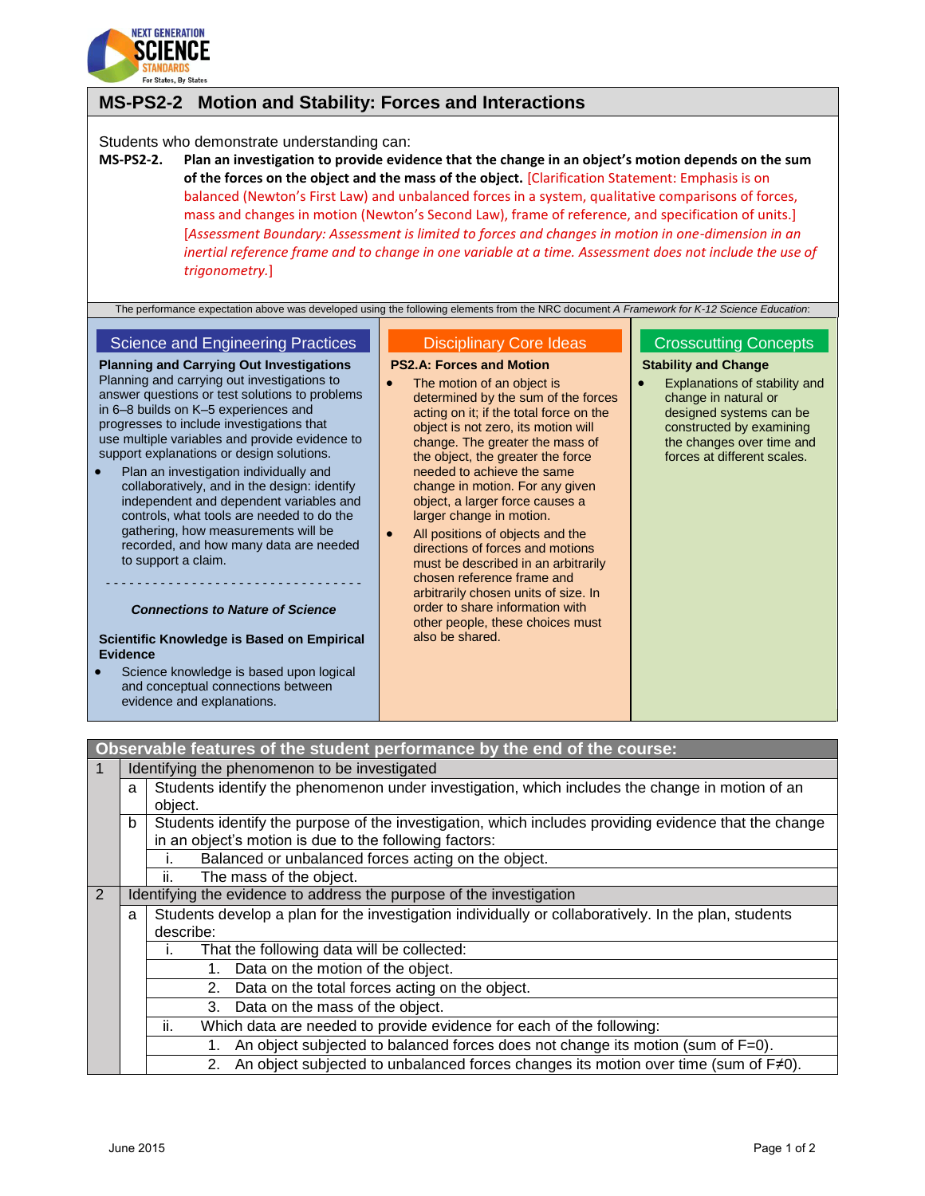## MS-PS2-2 Motion and Stability: Forces and Interactions

Students who demonstrate understanding can:

**MS-PS2-2. Plan an investigation to provide evidence that the change in an object's motion depends on the sum of the forces on the object and the mass of the object.** [Clarification Statement: Emphasis is on balanced (Newton's First Law) and unbalanced forces in a system, qualitative comparisons of forces, mass and changes in motion (Newton's Second Law), frame of reference, and specification of units.] *[Assessment Boundary: Assessment is limited to forces and changes in motion in one-dimension in an inertial reference frame and to change in one variable at a time. Assessment does not include the use of trigonometry.]*

The performance expectation above was developed using the following elements from the NRC document *A Framework for K-12 Science Education*:

### Science and Engineering Practices

**Planning and Carrying Out Investigations**

Planning and carrying out investigations to answer questions or test solutions to problems in 6–8 builds on K–5 experiences and progresses to include investigations that use multiple variables and provide evidence to support explanations or design solutions.

- Plan an investigation individually and collaboratively, and in the design: identify independent and dependent variables and controls, what tools are needed to do the gathering, how measurements will be recorded, and how many data are needed to support a claim.

---

***Connections to Nature of Science***

**Scientific Knowledge is Based on Empirical Evidence**

- Science knowledge is based upon logical and conceptual connections between evidence and explanations.

### Disciplinary Core Ideas

**PS2.A: Forces and Motion**

- The motion of an object is determined by the sum of the forces acting on it; if the total force on the object is not zero, its motion will change. The greater the mass of the object, the greater the force needed to achieve the same change in motion. For any given object, a larger force causes a larger change in motion.
- All positions of objects and the directions of forces and motions must be described in an arbitrarily chosen reference frame and arbitrarily chosen units of size. In order to share information with other people, these choices must also be shared.

### Crosscutting Concepts

**Stability and Change**

- Explanations of stability and change in natural or designed systems can be constructed by examining the changes over time and forces at different scales.

## Observable features of the student performance by the end of the course:

1. Identifying the phenomenon to be investigated
   - a. Students identify the phenomenon under investigation, which includes the change in motion of an object.
   - b. Students identify the purpose of the investigation, which includes providing evidence that the change in an object's motion is due to the following factors:
     - i. Balanced or unbalanced forces acting on the object.
     - ii. The mass of the object.
2. Identifying the evidence to address the purpose of the investigation
   - a. Students develop a plan for the investigation individually or collaboratively. In the plan, students describe:
     - i. That the following data will be collected:
       1. Data on the motion of the object.
       2. Data on the total forces acting on the object.
       3. Data on the mass of the object.
     - ii. Which data are needed to provide evidence for each of the following:
       1. An object subjected to balanced forces does not change its motion (sum of $F=0$).
       2. An object subjected to unbalanced forces changes its motion over time (sum of $F \neq 0$).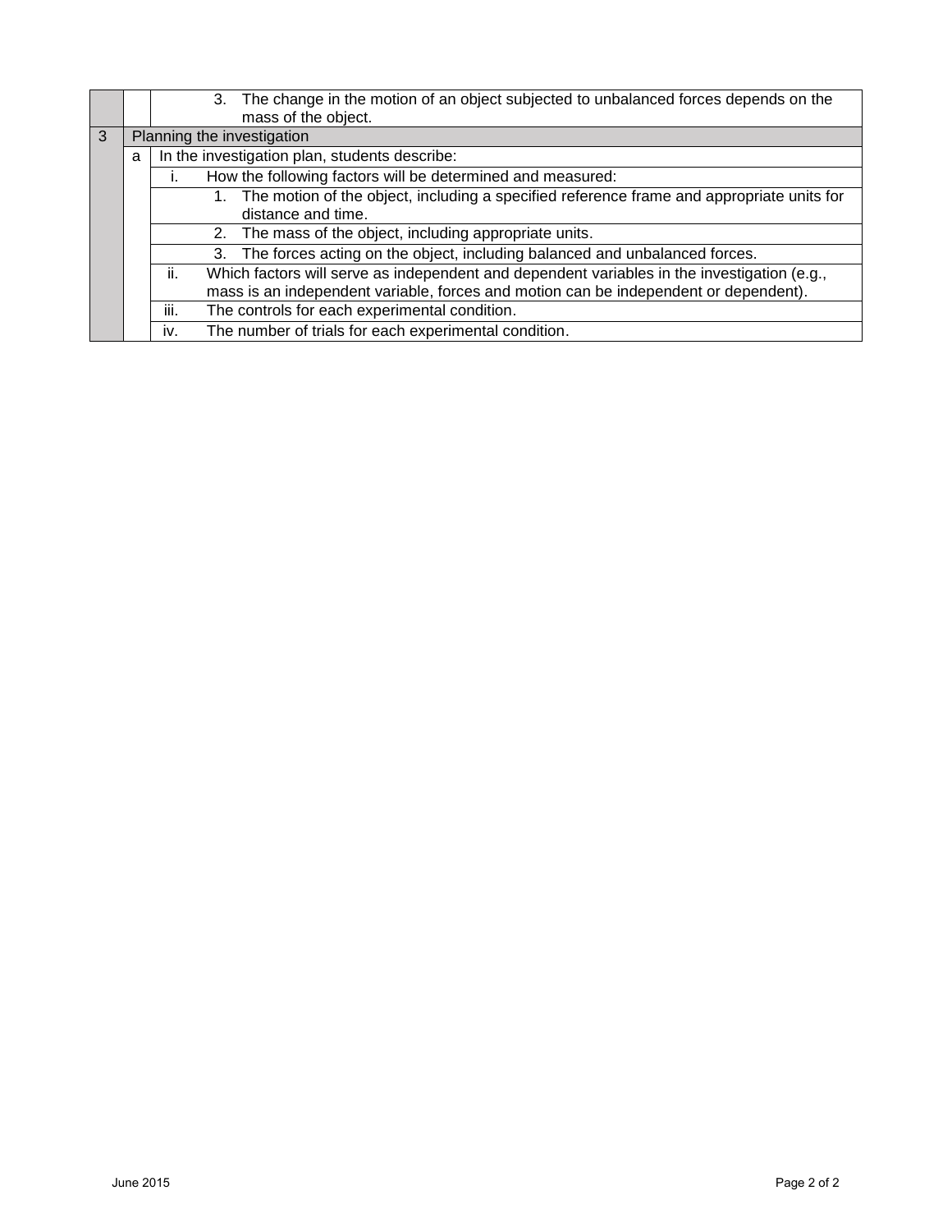| | | |
|---|---|---|
| | | 3. The change in the motion of an object subjected to unbalanced forces depends on the mass of the object. |
| 3 | Planning the investigation | |
| | a | In the investigation plan, students describe: |
| | | i. How the following factors will be determined and measured: |
| | | 1. The motion of the object, including a specified reference frame and appropriate units for distance and time. |
| | | 2. The mass of the object, including appropriate units. |
| | | 3. The forces acting on the object, including balanced and unbalanced forces. |
| | | ii. Which factors will serve as independent and dependent variables in the investigation (e.g., mass is an independent variable, forces and motion can be independent or dependent). |
| | | iii. The controls for each experimental condition. |
| | | iv. The number of trials for each experimental condition. |

June 2015